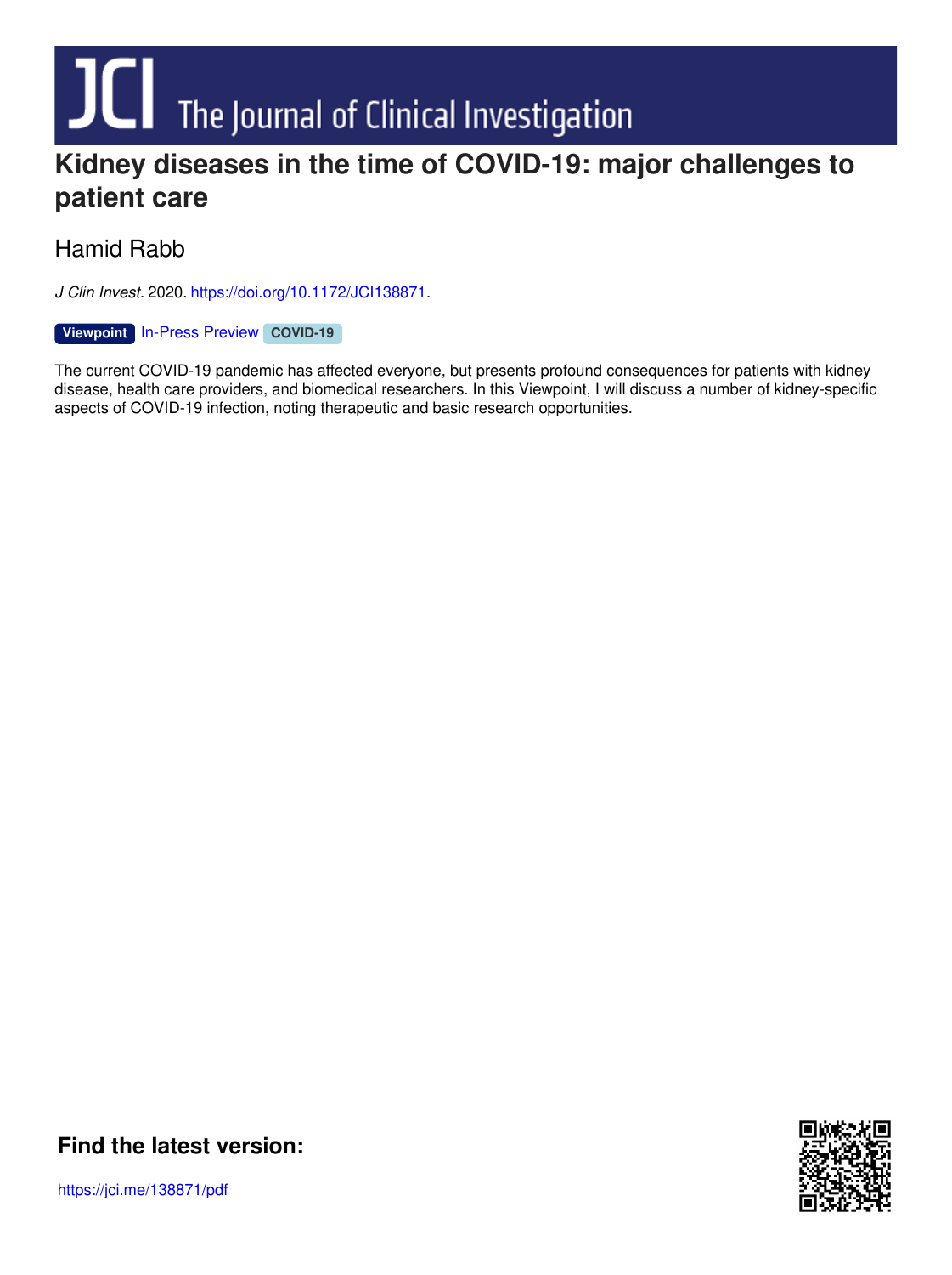# Kidney diseases in the time of COVID-19: major challenges to patient care

Hamid Rabb

*J Clin Invest.* 2020. https://doi.org/10.1172/JCI138871.

**Viewpoint** In-Press Preview **COVID-19**

The current COVID-19 pandemic has affected everyone, but presents profound consequences for patients with kidney disease, health care providers, and biomedical researchers. In this Viewpoint, I will discuss a number of kidney-specific aspects of COVID-19 infection, noting therapeutic and basic research opportunities.

**Find the latest version:**

https://jci.me/138871/pdf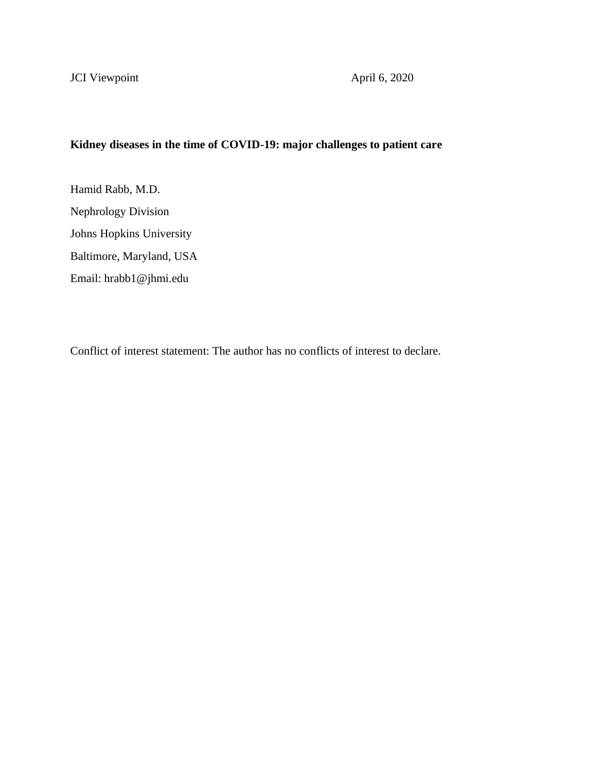JCI Viewpoint April 6, 2020

**Kidney diseases in the time of COVID-19: major challenges to patient care**

Hamid Rabb, M.D.

Nephrology Division

Johns Hopkins University

Baltimore, Maryland, USA

Email: hrabb1@jhmi.edu

Conflict of interest statement: The author has no conflicts of interest to declare.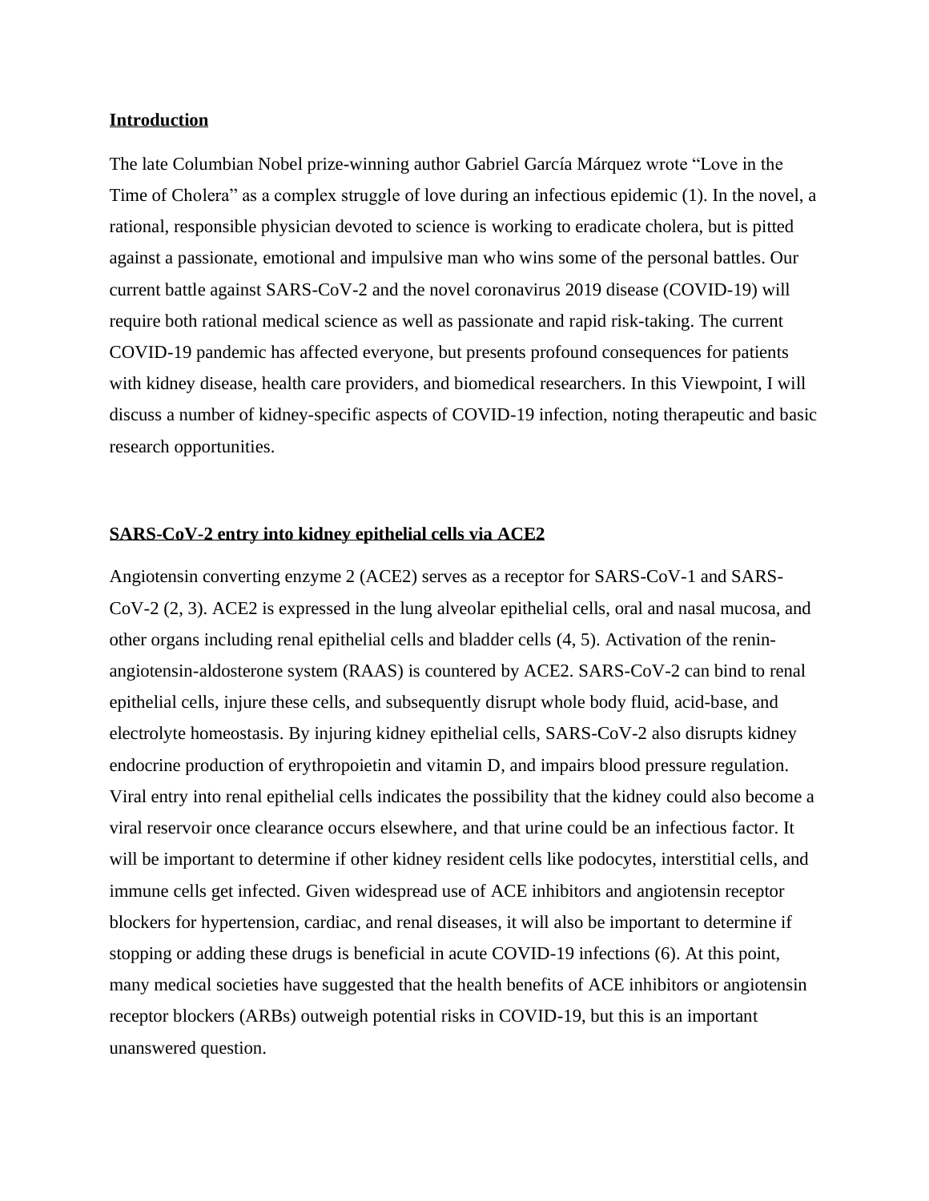## Introduction

The late Columbian Nobel prize-winning author Gabriel García Márquez wrote "Love in the Time of Cholera" as a complex struggle of love during an infectious epidemic (1). In the novel, a rational, responsible physician devoted to science is working to eradicate cholera, but is pitted against a passionate, emotional and impulsive man who wins some of the personal battles. Our current battle against SARS-CoV-2 and the novel coronavirus 2019 disease (COVID-19) will require both rational medical science as well as passionate and rapid risk-taking. The current COVID-19 pandemic has affected everyone, but presents profound consequences for patients with kidney disease, health care providers, and biomedical researchers. In this Viewpoint, I will discuss a number of kidney-specific aspects of COVID-19 infection, noting therapeutic and basic research opportunities.

## SARS-CoV-2 entry into kidney epithelial cells via ACE2

Angiotensin converting enzyme 2 (ACE2) serves as a receptor for SARS-CoV-1 and SARS-CoV-2 (2, 3). ACE2 is expressed in the lung alveolar epithelial cells, oral and nasal mucosa, and other organs including renal epithelial cells and bladder cells (4, 5). Activation of the renin-angiotensin-aldosterone system (RAAS) is countered by ACE2. SARS-CoV-2 can bind to renal epithelial cells, injure these cells, and subsequently disrupt whole body fluid, acid-base, and electrolyte homeostasis. By injuring kidney epithelial cells, SARS-CoV-2 also disrupts kidney endocrine production of erythropoietin and vitamin D, and impairs blood pressure regulation. Viral entry into renal epithelial cells indicates the possibility that the kidney could also become a viral reservoir once clearance occurs elsewhere, and that urine could be an infectious factor. It will be important to determine if other kidney resident cells like podocytes, interstitial cells, and immune cells get infected. Given widespread use of ACE inhibitors and angiotensin receptor blockers for hypertension, cardiac, and renal diseases, it will also be important to determine if stopping or adding these drugs is beneficial in acute COVID-19 infections (6). At this point, many medical societies have suggested that the health benefits of ACE inhibitors or angiotensin receptor blockers (ARBs) outweigh potential risks in COVID-19, but this is an important unanswered question.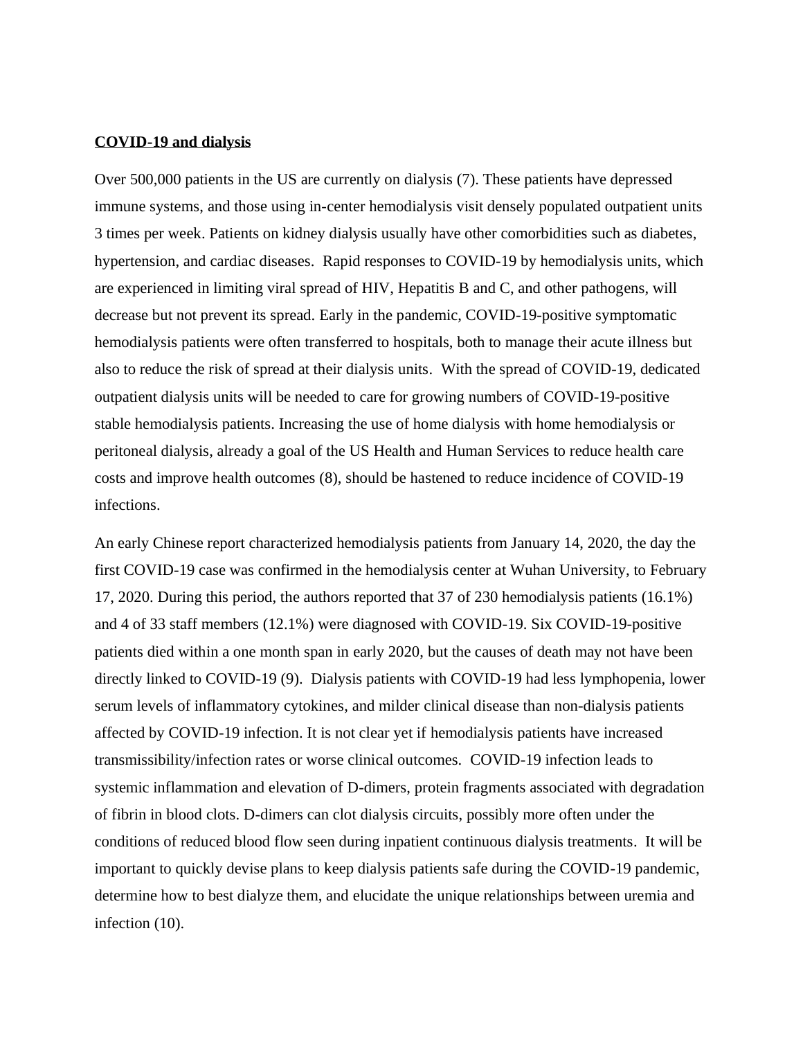**COVID-19 and dialysis**

Over 500,000 patients in the US are currently on dialysis (7). These patients have depressed immune systems, and those using in-center hemodialysis visit densely populated outpatient units 3 times per week. Patients on kidney dialysis usually have other comorbidities such as diabetes, hypertension, and cardiac diseases. Rapid responses to COVID-19 by hemodialysis units, which are experienced in limiting viral spread of HIV, Hepatitis B and C, and other pathogens, will decrease but not prevent its spread. Early in the pandemic, COVID-19-positive symptomatic hemodialysis patients were often transferred to hospitals, both to manage their acute illness but also to reduce the risk of spread at their dialysis units. With the spread of COVID-19, dedicated outpatient dialysis units will be needed to care for growing numbers of COVID-19-positive stable hemodialysis patients. Increasing the use of home dialysis with home hemodialysis or peritoneal dialysis, already a goal of the US Health and Human Services to reduce health care costs and improve health outcomes (8), should be hastened to reduce incidence of COVID-19 infections.

An early Chinese report characterized hemodialysis patients from January 14, 2020, the day the first COVID-19 case was confirmed in the hemodialysis center at Wuhan University, to February 17, 2020. During this period, the authors reported that 37 of 230 hemodialysis patients (16.1%) and 4 of 33 staff members (12.1%) were diagnosed with COVID-19. Six COVID-19-positive patients died within a one month span in early 2020, but the causes of death may not have been directly linked to COVID-19 (9). Dialysis patients with COVID-19 had less lymphopenia, lower serum levels of inflammatory cytokines, and milder clinical disease than non-dialysis patients affected by COVID-19 infection. It is not clear yet if hemodialysis patients have increased transmissibility/infection rates or worse clinical outcomes. COVID-19 infection leads to systemic inflammation and elevation of D-dimers, protein fragments associated with degradation of fibrin in blood clots. D-dimers can clot dialysis circuits, possibly more often under the conditions of reduced blood flow seen during inpatient continuous dialysis treatments. It will be important to quickly devise plans to keep dialysis patients safe during the COVID-19 pandemic, determine how to best dialyze them, and elucidate the unique relationships between uremia and infection (10).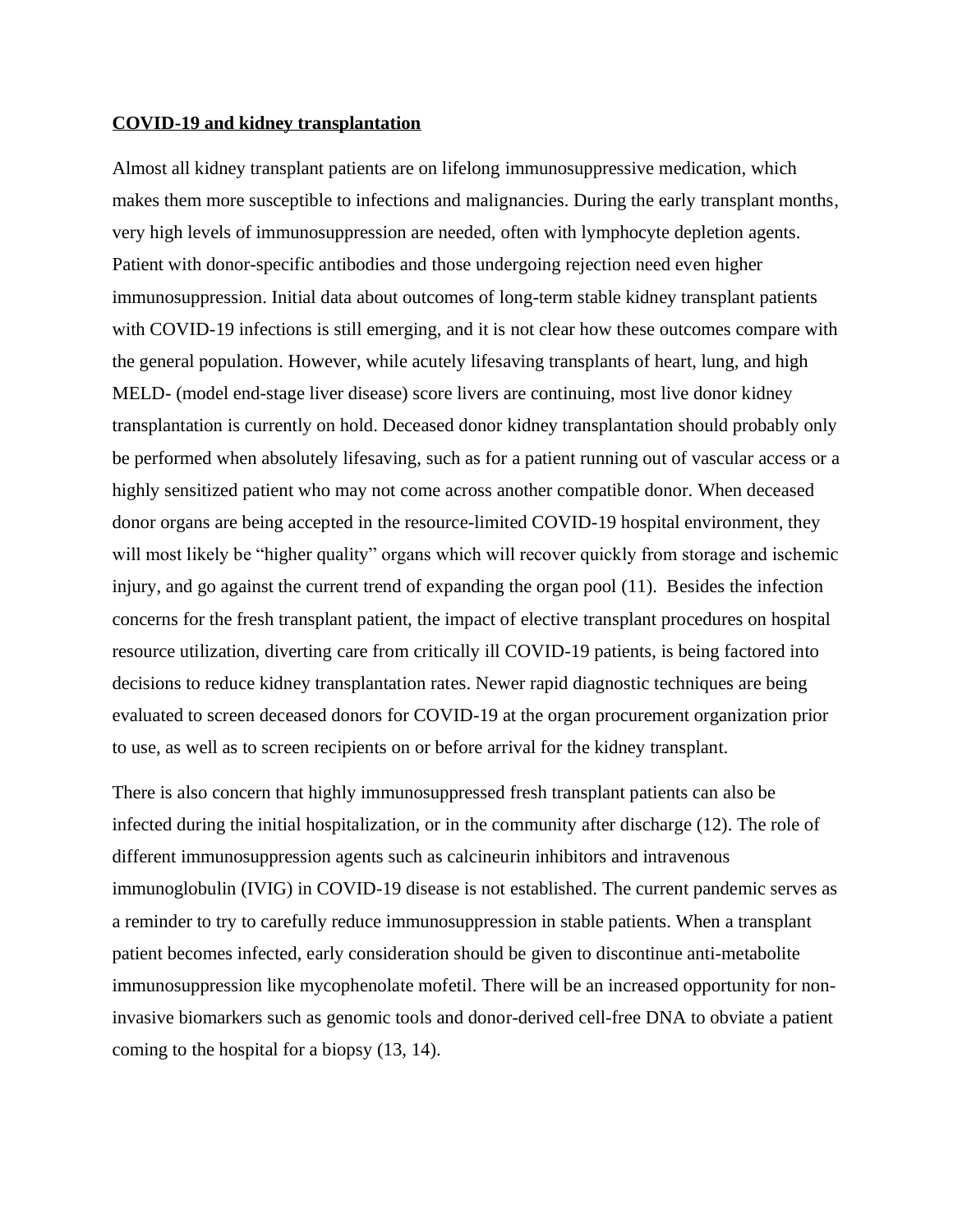**COVID-19 and kidney transplantation**

Almost all kidney transplant patients are on lifelong immunosuppressive medication, which makes them more susceptible to infections and malignancies. During the early transplant months, very high levels of immunosuppression are needed, often with lymphocyte depletion agents. Patient with donor-specific antibodies and those undergoing rejection need even higher immunosuppression. Initial data about outcomes of long-term stable kidney transplant patients with COVID-19 infections is still emerging, and it is not clear how these outcomes compare with the general population. However, while acutely lifesaving transplants of heart, lung, and high MELD- (model end-stage liver disease) score livers are continuing, most live donor kidney transplantation is currently on hold. Deceased donor kidney transplantation should probably only be performed when absolutely lifesaving, such as for a patient running out of vascular access or a highly sensitized patient who may not come across another compatible donor. When deceased donor organs are being accepted in the resource-limited COVID-19 hospital environment, they will most likely be "higher quality" organs which will recover quickly from storage and ischemic injury, and go against the current trend of expanding the organ pool (11). Besides the infection concerns for the fresh transplant patient, the impact of elective transplant procedures on hospital resource utilization, diverting care from critically ill COVID-19 patients, is being factored into decisions to reduce kidney transplantation rates. Newer rapid diagnostic techniques are being evaluated to screen deceased donors for COVID-19 at the organ procurement organization prior to use, as well as to screen recipients on or before arrival for the kidney transplant.

There is also concern that highly immunosuppressed fresh transplant patients can also be infected during the initial hospitalization, or in the community after discharge (12). The role of different immunosuppression agents such as calcineurin inhibitors and intravenous immunoglobulin (IVIG) in COVID-19 disease is not established. The current pandemic serves as a reminder to try to carefully reduce immunosuppression in stable patients. When a transplant patient becomes infected, early consideration should be given to discontinue anti-metabolite immunosuppression like mycophenolate mofetil. There will be an increased opportunity for non-invasive biomarkers such as genomic tools and donor-derived cell-free DNA to obviate a patient coming to the hospital for a biopsy (13, 14).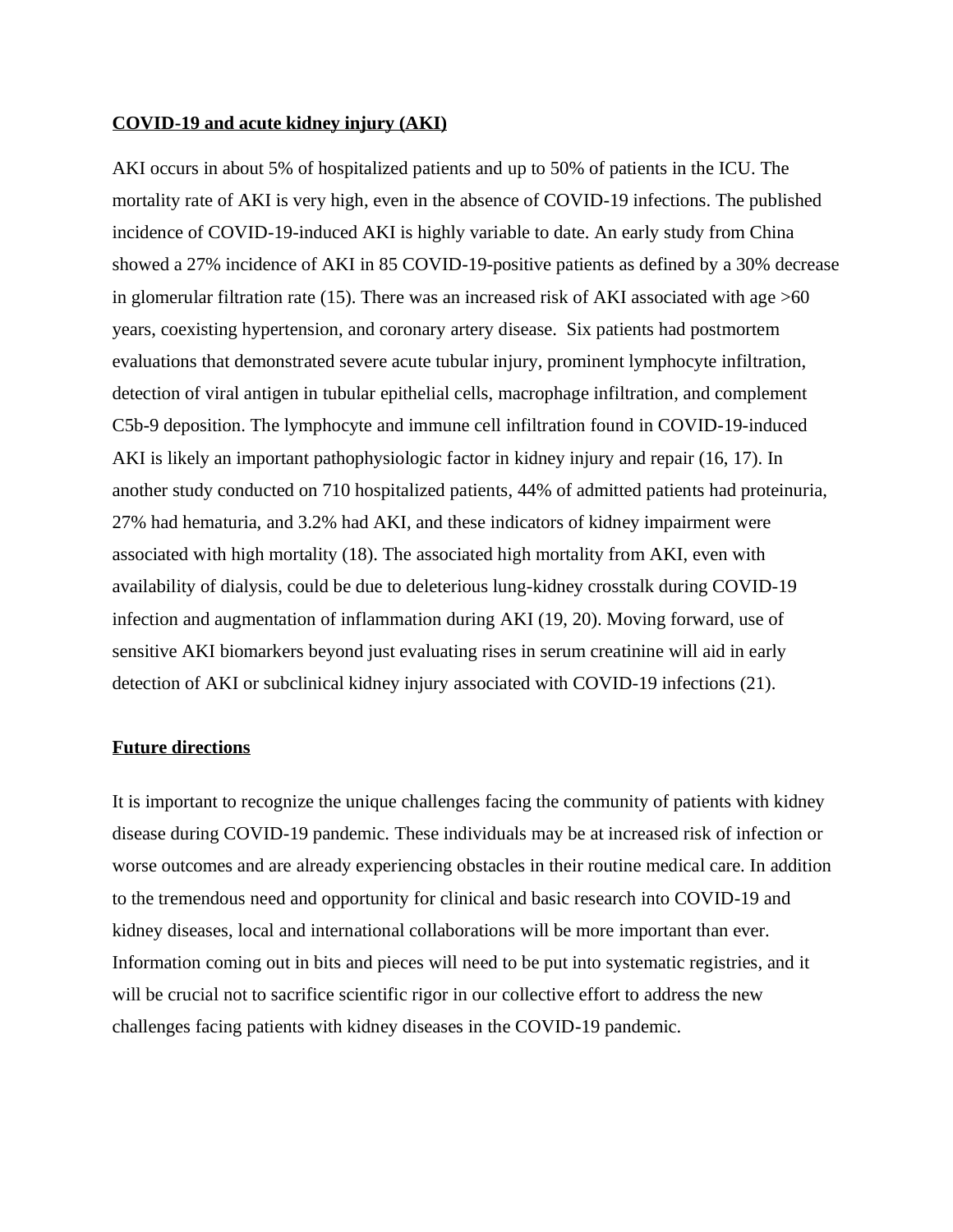## COVID-19 and acute kidney injury (AKI)

AKI occurs in about 5% of hospitalized patients and up to 50% of patients in the ICU. The mortality rate of AKI is very high, even in the absence of COVID-19 infections. The published incidence of COVID-19-induced AKI is highly variable to date. An early study from China showed a 27% incidence of AKI in 85 COVID-19-positive patients as defined by a 30% decrease in glomerular filtration rate (15). There was an increased risk of AKI associated with age >60 years, coexisting hypertension, and coronary artery disease. Six patients had postmortem evaluations that demonstrated severe acute tubular injury, prominent lymphocyte infiltration, detection of viral antigen in tubular epithelial cells, macrophage infiltration, and complement C5b-9 deposition. The lymphocyte and immune cell infiltration found in COVID-19-induced AKI is likely an important pathophysiologic factor in kidney injury and repair (16, 17). In another study conducted on 710 hospitalized patients, 44% of admitted patients had proteinuria, 27% had hematuria, and 3.2% had AKI, and these indicators of kidney impairment were associated with high mortality (18). The associated high mortality from AKI, even with availability of dialysis, could be due to deleterious lung-kidney crosstalk during COVID-19 infection and augmentation of inflammation during AKI (19, 20). Moving forward, use of sensitive AKI biomarkers beyond just evaluating rises in serum creatinine will aid in early detection of AKI or subclinical kidney injury associated with COVID-19 infections (21).

## Future directions

It is important to recognize the unique challenges facing the community of patients with kidney disease during COVID-19 pandemic. These individuals may be at increased risk of infection or worse outcomes and are already experiencing obstacles in their routine medical care. In addition to the tremendous need and opportunity for clinical and basic research into COVID-19 and kidney diseases, local and international collaborations will be more important than ever. Information coming out in bits and pieces will need to be put into systematic registries, and it will be crucial not to sacrifice scientific rigor in our collective effort to address the new challenges facing patients with kidney diseases in the COVID-19 pandemic.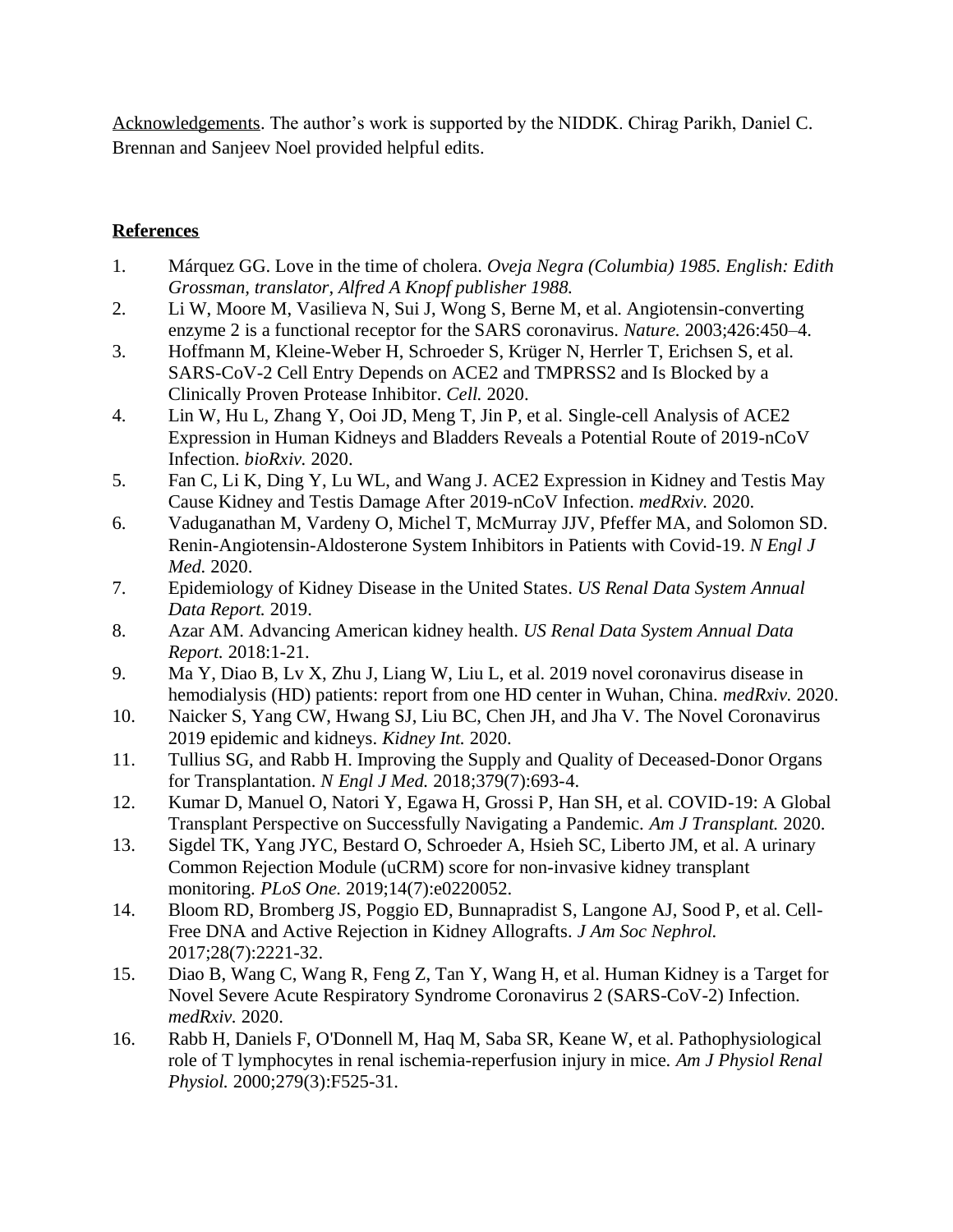Acknowledgements. The author's work is supported by the NIDDK. Chirag Parikh, Daniel C. Brennan and Sanjeev Noel provided helpful edits.

## References

1. Márquez GG. Love in the time of cholera. *Oveja Negra (Columbia) 1985. English: Edith Grossman, translator, Alfred A Knopf publisher 1988.*
2. Li W, Moore M, Vasilieva N, Sui J, Wong S, Berne M, et al. Angiotensin-converting enzyme 2 is a functional receptor for the SARS coronavirus. *Nature.* 2003;426:450–4.
3. Hoffmann M, Kleine-Weber H, Schroeder S, Krüger N, Herrler T, Erichsen S, et al. SARS-CoV-2 Cell Entry Depends on ACE2 and TMPRSS2 and Is Blocked by a Clinically Proven Protease Inhibitor. *Cell.* 2020.
4. Lin W, Hu L, Zhang Y, Ooi JD, Meng T, Jin P, et al. Single-cell Analysis of ACE2 Expression in Human Kidneys and Bladders Reveals a Potential Route of 2019-nCoV Infection. *bioRxiv.* 2020.
5. Fan C, Li K, Ding Y, Lu WL, and Wang J. ACE2 Expression in Kidney and Testis May Cause Kidney and Testis Damage After 2019-nCoV Infection. *medRxiv.* 2020.
6. Vaduganathan M, Vardeny O, Michel T, McMurray JJV, Pfeffer MA, and Solomon SD. Renin-Angiotensin-Aldosterone System Inhibitors in Patients with Covid-19. *N Engl J Med.* 2020.
7. Epidemiology of Kidney Disease in the United States. *US Renal Data System Annual Data Report.* 2019.
8. Azar AM. Advancing American kidney health. *US Renal Data System Annual Data Report.* 2018:1-21.
9. Ma Y, Diao B, Lv X, Zhu J, Liang W, Liu L, et al. 2019 novel coronavirus disease in hemodialysis (HD) patients: report from one HD center in Wuhan, China. *medRxiv.* 2020.
10. Naicker S, Yang CW, Hwang SJ, Liu BC, Chen JH, and Jha V. The Novel Coronavirus 2019 epidemic and kidneys. *Kidney Int.* 2020.
11. Tullius SG, and Rabb H. Improving the Supply and Quality of Deceased-Donor Organs for Transplantation. *N Engl J Med.* 2018;379(7):693-4.
12. Kumar D, Manuel O, Natori Y, Egawa H, Grossi P, Han SH, et al. COVID-19: A Global Transplant Perspective on Successfully Navigating a Pandemic. *Am J Transplant.* 2020.
13. Sigdel TK, Yang JYC, Bestard O, Schroeder A, Hsieh SC, Liberto JM, et al. A urinary Common Rejection Module (uCRM) score for non-invasive kidney transplant monitoring. *PLoS One.* 2019;14(7):e0220052.
14. Bloom RD, Bromberg JS, Poggio ED, Bunnapradist S, Langone AJ, Sood P, et al. Cell-Free DNA and Active Rejection in Kidney Allografts. *J Am Soc Nephrol.* 2017;28(7):2221-32.
15. Diao B, Wang C, Wang R, Feng Z, Tan Y, Wang H, et al. Human Kidney is a Target for Novel Severe Acute Respiratory Syndrome Coronavirus 2 (SARS-CoV-2) Infection. *medRxiv.* 2020.
16. Rabb H, Daniels F, O'Donnell M, Haq M, Saba SR, Keane W, et al. Pathophysiological role of T lymphocytes in renal ischemia-reperfusion injury in mice. *Am J Physiol Renal Physiol.* 2000;279(3):F525-31.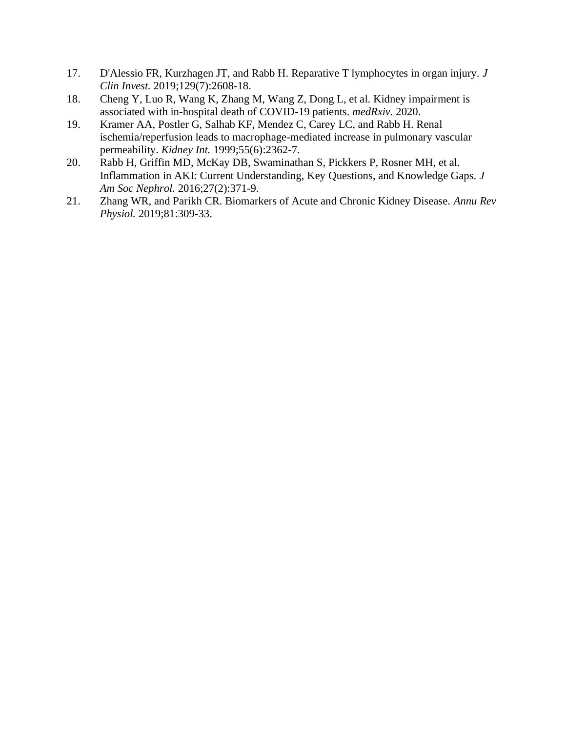17. D'Alessio FR, Kurzhagen JT, and Rabb H. Reparative T lymphocytes in organ injury. *J Clin Invest.* 2019;129(7):2608-18.
18. Cheng Y, Luo R, Wang K, Zhang M, Wang Z, Dong L, et al. Kidney impairment is associated with in-hospital death of COVID-19 patients. *medRxiv.* 2020.
19. Kramer AA, Postler G, Salhab KF, Mendez C, Carey LC, and Rabb H. Renal ischemia/reperfusion leads to macrophage-mediated increase in pulmonary vascular permeability. *Kidney Int.* 1999;55(6):2362-7.
20. Rabb H, Griffin MD, McKay DB, Swaminathan S, Pickkers P, Rosner MH, et al. Inflammation in AKI: Current Understanding, Key Questions, and Knowledge Gaps. *J Am Soc Nephrol.* 2016;27(2):371-9.
21. Zhang WR, and Parikh CR. Biomarkers of Acute and Chronic Kidney Disease. *Annu Rev Physiol.* 2019;81:309-33.